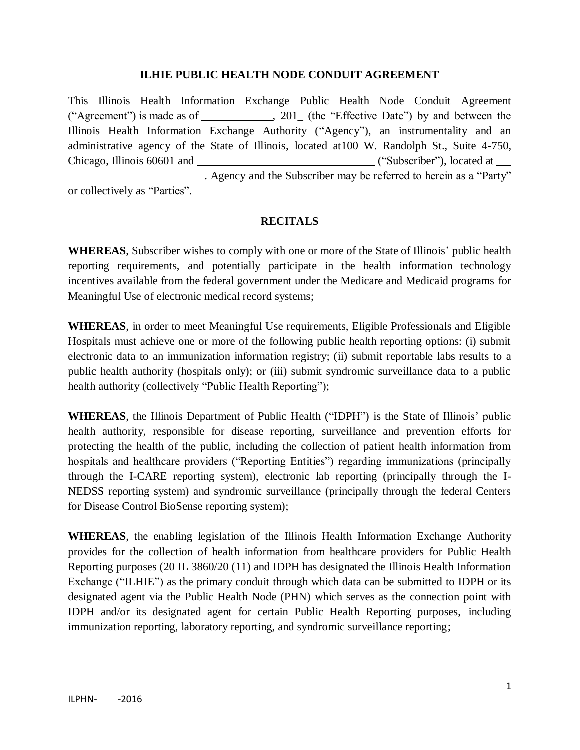## ILHIE PUBLIC HEALTH NODE CONDUIT AGREEMENT

This Illinois Health Information Exchange Public Health Node Conduit Agreement ("Agreement") is made as of ____________, 201_ (the "Effective Date") by and between the Illinois Health Information Exchange Authority ("Agency"), an instrumentality and an administrative agency of the State of Illinois, located at100 W. Randolph St., Suite 4-750, Chicago, Illinois 60601 and ______________________________ ("Subscriber"), located at ___ ________________________. Agency and the Subscriber may be referred to herein as a "Party" or collectively as "Parties".

### RECITALS

**WHEREAS**, Subscriber wishes to comply with one or more of the State of Illinois' public health reporting requirements, and potentially participate in the health information technology incentives available from the federal government under the Medicare and Medicaid programs for Meaningful Use of electronic medical record systems;

**WHEREAS**, in order to meet Meaningful Use requirements, Eligible Professionals and Eligible Hospitals must achieve one or more of the following public health reporting options: (i) submit electronic data to an immunization information registry; (ii) submit reportable labs results to a public health authority (hospitals only); or (iii) submit syndromic surveillance data to a public health authority (collectively "Public Health Reporting");

**WHEREAS**, the Illinois Department of Public Health ("IDPH") is the State of Illinois' public health authority, responsible for disease reporting, surveillance and prevention efforts for protecting the health of the public, including the collection of patient health information from hospitals and healthcare providers ("Reporting Entities") regarding immunizations (principally through the I-CARE reporting system), electronic lab reporting (principally through the I-NEDSS reporting system) and syndromic surveillance (principally through the federal Centers for Disease Control BioSense reporting system);

**WHEREAS**, the enabling legislation of the Illinois Health Information Exchange Authority provides for the collection of health information from healthcare providers for Public Health Reporting purposes (20 IL 3860/20 (11) and IDPH has designated the Illinois Health Information Exchange ("ILHIE") as the primary conduit through which data can be submitted to IDPH or its designated agent via the Public Health Node (PHN) which serves as the connection point with IDPH and/or its designated agent for certain Public Health Reporting purposes, including immunization reporting, laboratory reporting, and syndromic surveillance reporting;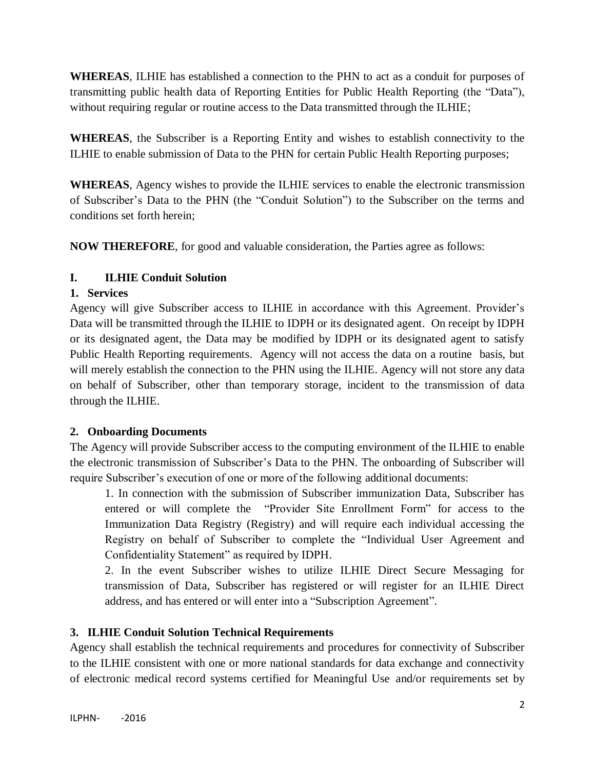**WHEREAS**, ILHIE has established a connection to the PHN to act as a conduit for purposes of transmitting public health data of Reporting Entities for Public Health Reporting (the "Data"), without requiring regular or routine access to the Data transmitted through the ILHIE;

**WHEREAS**, the Subscriber is a Reporting Entity and wishes to establish connectivity to the ILHIE to enable submission of Data to the PHN for certain Public Health Reporting purposes;

**WHEREAS**, Agency wishes to provide the ILHIE services to enable the electronic transmission of Subscriber's Data to the PHN (the "Conduit Solution") to the Subscriber on the terms and conditions set forth herein;

**NOW THEREFORE**, for good and valuable consideration, the Parties agree as follows:

## I. ILHIE Conduit Solution

### 1. Services

Agency will give Subscriber access to ILHIE in accordance with this Agreement. Provider's Data will be transmitted through the ILHIE to IDPH or its designated agent. On receipt by IDPH or its designated agent, the Data may be modified by IDPH or its designated agent to satisfy Public Health Reporting requirements. Agency will not access the data on a routine basis, but will merely establish the connection to the PHN using the ILHIE. Agency will not store any data on behalf of Subscriber, other than temporary storage, incident to the transmission of data through the ILHIE.

### 2. Onboarding Documents

The Agency will provide Subscriber access to the computing environment of the ILHIE to enable the electronic transmission of Subscriber's Data to the PHN. The onboarding of Subscriber will require Subscriber's execution of one or more of the following additional documents:

1. In connection with the submission of Subscriber immunization Data, Subscriber has entered or will complete the "Provider Site Enrollment Form" for access to the Immunization Data Registry (Registry) and will require each individual accessing the Registry on behalf of Subscriber to complete the "Individual User Agreement and Confidentiality Statement" as required by IDPH.
2. In the event Subscriber wishes to utilize ILHIE Direct Secure Messaging for transmission of Data, Subscriber has registered or will register for an ILHIE Direct address, and has entered or will enter into a "Subscription Agreement".

### 3. ILHIE Conduit Solution Technical Requirements

Agency shall establish the technical requirements and procedures for connectivity of Subscriber to the ILHIE consistent with one or more national standards for data exchange and connectivity of electronic medical record systems certified for Meaningful Use and/or requirements set by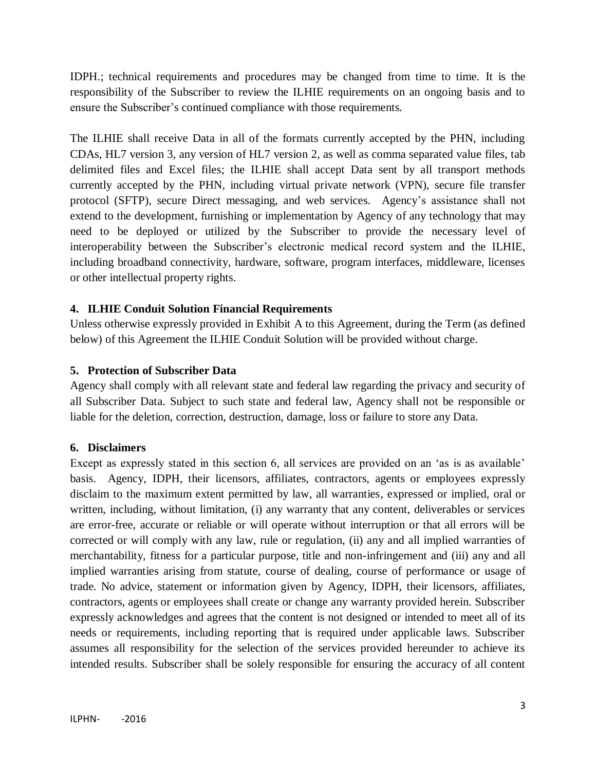IDPH.; technical requirements and procedures may be changed from time to time. It is the responsibility of the Subscriber to review the ILHIE requirements on an ongoing basis and to ensure the Subscriber's continued compliance with those requirements.

The ILHIE shall receive Data in all of the formats currently accepted by the PHN, including CDAs, HL7 version 3, any version of HL7 version 2, as well as comma separated value files, tab delimited files and Excel files; the ILHIE shall accept Data sent by all transport methods currently accepted by the PHN, including virtual private network (VPN), secure file transfer protocol (SFTP), secure Direct messaging, and web services. Agency's assistance shall not extend to the development, furnishing or implementation by Agency of any technology that may need to be deployed or utilized by the Subscriber to provide the necessary level of interoperability between the Subscriber's electronic medical record system and the ILHIE, including broadband connectivity, hardware, software, program interfaces, middleware, licenses or other intellectual property rights.

**4. ILHIE Conduit Solution Financial Requirements**

Unless otherwise expressly provided in Exhibit A to this Agreement, during the Term (as defined below) of this Agreement the ILHIE Conduit Solution will be provided without charge.

**5. Protection of Subscriber Data**

Agency shall comply with all relevant state and federal law regarding the privacy and security of all Subscriber Data. Subject to such state and federal law, Agency shall not be responsible or liable for the deletion, correction, destruction, damage, loss or failure to store any Data.

**6. Disclaimers**

Except as expressly stated in this section 6, all services are provided on an 'as is as available' basis. Agency, IDPH, their licensors, affiliates, contractors, agents or employees expressly disclaim to the maximum extent permitted by law, all warranties, expressed or implied, oral or written, including, without limitation, (i) any warranty that any content, deliverables or services are error-free, accurate or reliable or will operate without interruption or that all errors will be corrected or will comply with any law, rule or regulation, (ii) any and all implied warranties of merchantability, fitness for a particular purpose, title and non-infringement and (iii) any and all implied warranties arising from statute, course of dealing, course of performance or usage of trade. No advice, statement or information given by Agency, IDPH, their licensors, affiliates, contractors, agents or employees shall create or change any warranty provided herein. Subscriber expressly acknowledges and agrees that the content is not designed or intended to meet all of its needs or requirements, including reporting that is required under applicable laws. Subscriber assumes all responsibility for the selection of the services provided hereunder to achieve its intended results. Subscriber shall be solely responsible for ensuring the accuracy of all content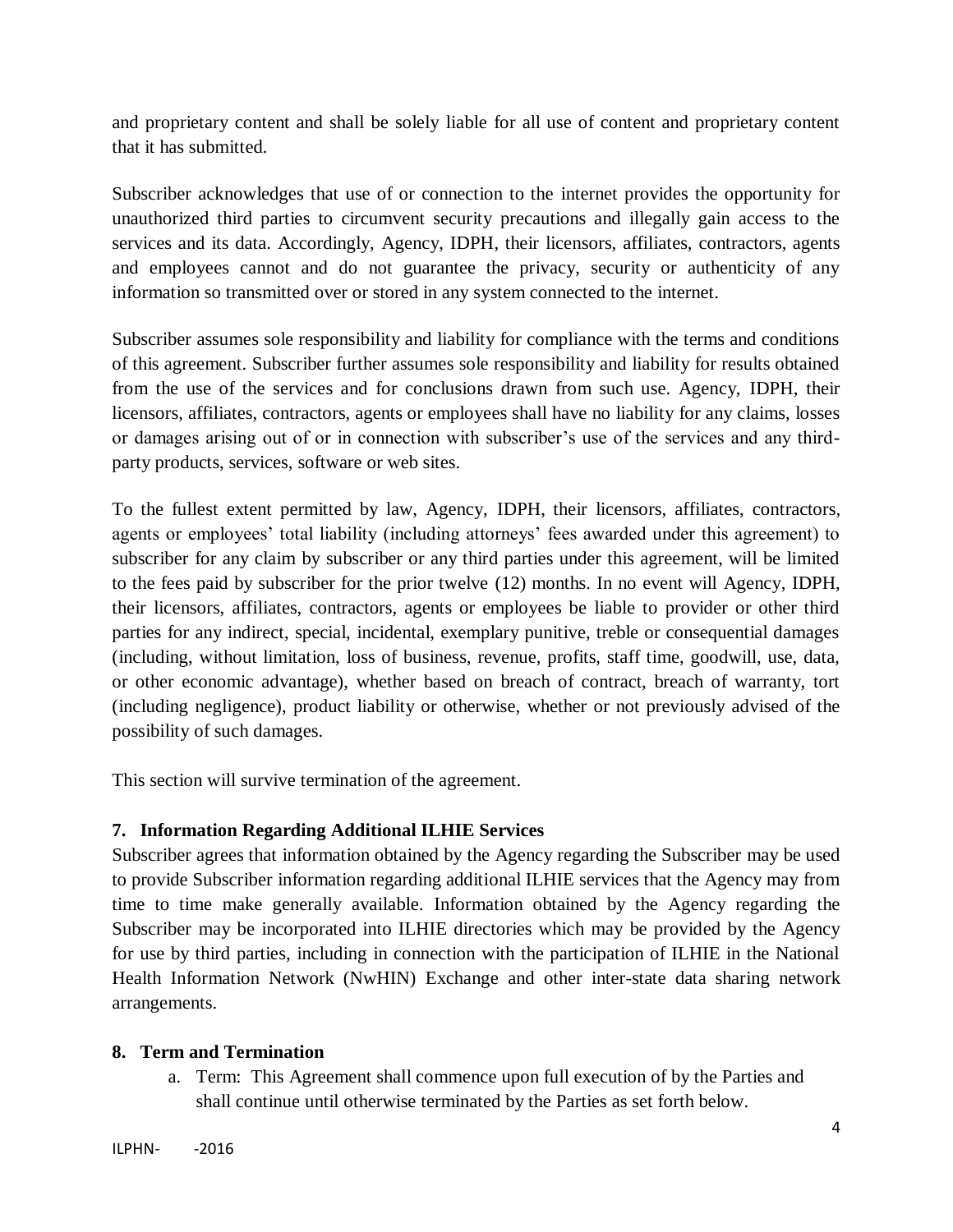and proprietary content and shall be solely liable for all use of content and proprietary content that it has submitted.

Subscriber acknowledges that use of or connection to the internet provides the opportunity for unauthorized third parties to circumvent security precautions and illegally gain access to the services and its data. Accordingly, Agency, IDPH, their licensors, affiliates, contractors, agents and employees cannot and do not guarantee the privacy, security or authenticity of any information so transmitted over or stored in any system connected to the internet.

Subscriber assumes sole responsibility and liability for compliance with the terms and conditions of this agreement. Subscriber further assumes sole responsibility and liability for results obtained from the use of the services and for conclusions drawn from such use. Agency, IDPH, their licensors, affiliates, contractors, agents or employees shall have no liability for any claims, losses or damages arising out of or in connection with subscriber's use of the services and any third-party products, services, software or web sites.

To the fullest extent permitted by law, Agency, IDPH, their licensors, affiliates, contractors, agents or employees' total liability (including attorneys' fees awarded under this agreement) to subscriber for any claim by subscriber or any third parties under this agreement, will be limited to the fees paid by subscriber for the prior twelve (12) months. In no event will Agency, IDPH, their licensors, affiliates, contractors, agents or employees be liable to provider or other third parties for any indirect, special, incidental, exemplary punitive, treble or consequential damages (including, without limitation, loss of business, revenue, profits, staff time, goodwill, use, data, or other economic advantage), whether based on breach of contract, breach of warranty, tort (including negligence), product liability or otherwise, whether or not previously advised of the possibility of such damages.

This section will survive termination of the agreement.

## 7. Information Regarding Additional ILHIE Services

Subscriber agrees that information obtained by the Agency regarding the Subscriber may be used to provide Subscriber information regarding additional ILHIE services that the Agency may from time to time make generally available. Information obtained by the Agency regarding the Subscriber may be incorporated into ILHIE directories which may be provided by the Agency for use by third parties, including in connection with the participation of ILHIE in the National Health Information Network (NwHIN) Exchange and other inter-state data sharing network arrangements.

## 8. Term and Termination

a. Term: This Agreement shall commence upon full execution of by the Parties and shall continue until otherwise terminated by the Parties as set forth below.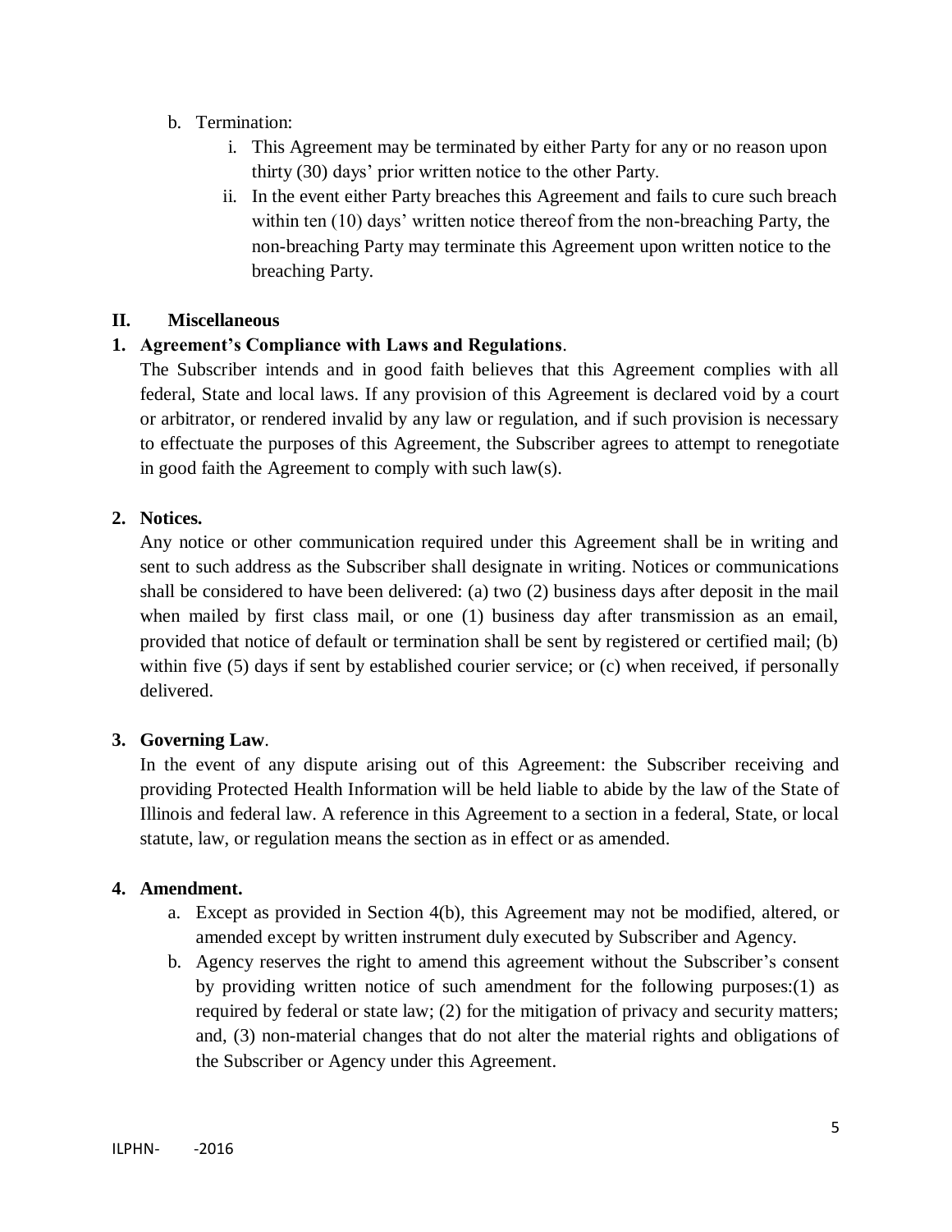b. Termination:
   i. This Agreement may be terminated by either Party for any or no reason upon thirty (30) days' prior written notice to the other Party.
   ii. In the event either Party breaches this Agreement and fails to cure such breach within ten (10) days' written notice thereof from the non-breaching Party, the non-breaching Party may terminate this Agreement upon written notice to the breaching Party.

## II. Miscellaneous

**1. Agreement's Compliance with Laws and Regulations**.

The Subscriber intends and in good faith believes that this Agreement complies with all federal, State and local laws. If any provision of this Agreement is declared void by a court or arbitrator, or rendered invalid by any law or regulation, and if such provision is necessary to effectuate the purposes of this Agreement, the Subscriber agrees to attempt to renegotiate in good faith the Agreement to comply with such law(s).

**2. Notices.**

Any notice or other communication required under this Agreement shall be in writing and sent to such address as the Subscriber shall designate in writing. Notices or communications shall be considered to have been delivered: (a) two (2) business days after deposit in the mail when mailed by first class mail, or one (1) business day after transmission as an email, provided that notice of default or termination shall be sent by registered or certified mail; (b) within five (5) days if sent by established courier service; or (c) when received, if personally delivered.

**3. Governing Law**.

In the event of any dispute arising out of this Agreement: the Subscriber receiving and providing Protected Health Information will be held liable to abide by the law of the State of Illinois and federal law. A reference in this Agreement to a section in a federal, State, or local statute, law, or regulation means the section as in effect or as amended.

**4. Amendment.**

a. Except as provided in Section 4(b), this Agreement may not be modified, altered, or amended except by written instrument duly executed by Subscriber and Agency.

b. Agency reserves the right to amend this agreement without the Subscriber's consent by providing written notice of such amendment for the following purposes:(1) as required by federal or state law; (2) for the mitigation of privacy and security matters; and, (3) non-material changes that do not alter the material rights and obligations of the Subscriber or Agency under this Agreement.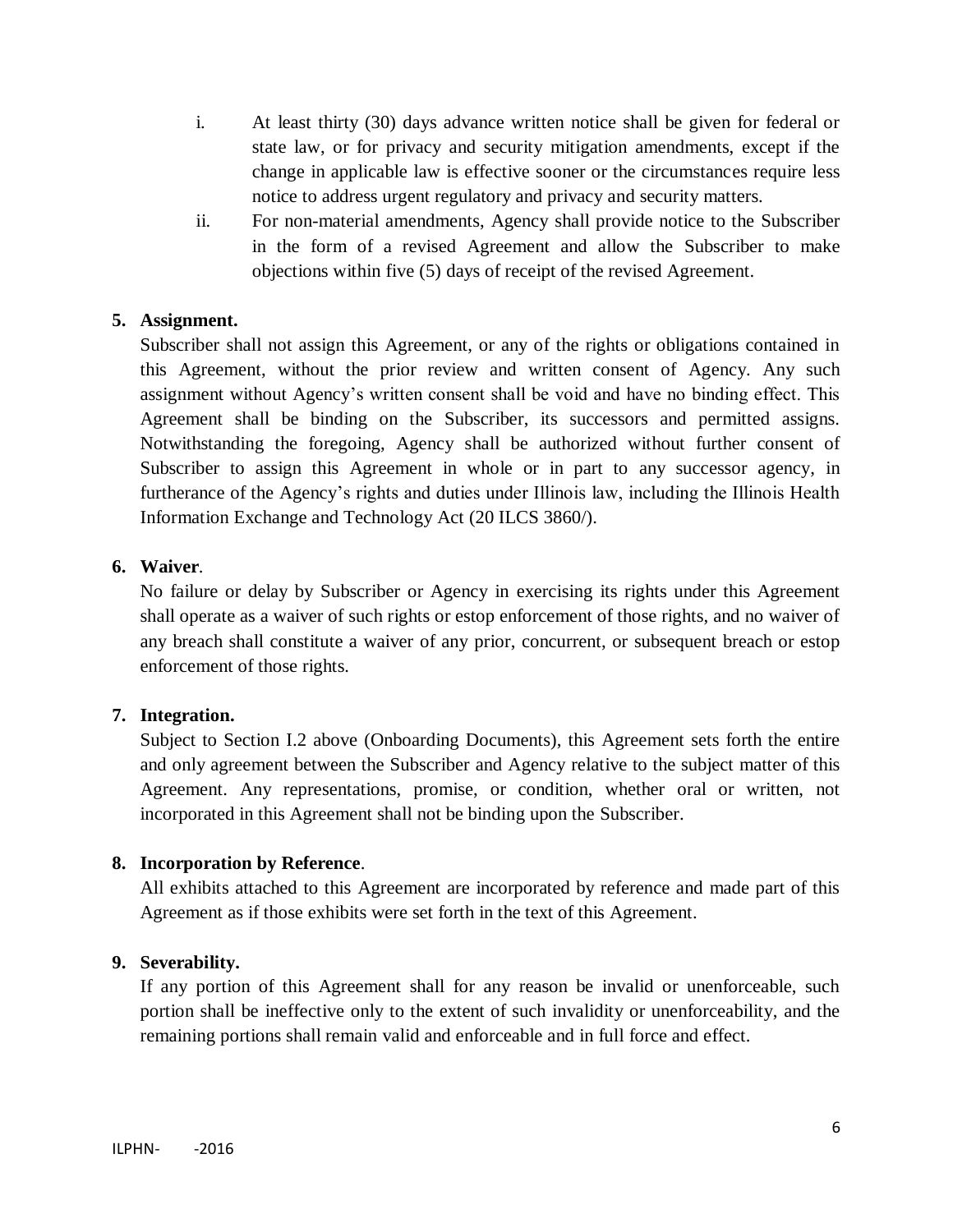i. At least thirty (30) days advance written notice shall be given for federal or state law, or for privacy and security mitigation amendments, except if the change in applicable law is effective sooner or the circumstances require less notice to address urgent regulatory and privacy and security matters.

ii. For non-material amendments, Agency shall provide notice to the Subscriber in the form of a revised Agreement and allow the Subscriber to make objections within five (5) days of receipt of the revised Agreement.

**5. Assignment.**

Subscriber shall not assign this Agreement, or any of the rights or obligations contained in this Agreement, without the prior review and written consent of Agency. Any such assignment without Agency's written consent shall be void and have no binding effect. This Agreement shall be binding on the Subscriber, its successors and permitted assigns. Notwithstanding the foregoing, Agency shall be authorized without further consent of Subscriber to assign this Agreement in whole or in part to any successor agency, in furtherance of the Agency's rights and duties under Illinois law, including the Illinois Health Information Exchange and Technology Act (20 ILCS 3860/).

**6. Waiver**.

No failure or delay by Subscriber or Agency in exercising its rights under this Agreement shall operate as a waiver of such rights or estop enforcement of those rights, and no waiver of any breach shall constitute a waiver of any prior, concurrent, or subsequent breach or estop enforcement of those rights.

**7. Integration.**

Subject to Section I.2 above (Onboarding Documents), this Agreement sets forth the entire and only agreement between the Subscriber and Agency relative to the subject matter of this Agreement. Any representations, promise, or condition, whether oral or written, not incorporated in this Agreement shall not be binding upon the Subscriber.

**8. Incorporation by Reference**.

All exhibits attached to this Agreement are incorporated by reference and made part of this Agreement as if those exhibits were set forth in the text of this Agreement.

**9. Severability.**

If any portion of this Agreement shall for any reason be invalid or unenforceable, such portion shall be ineffective only to the extent of such invalidity or unenforceability, and the remaining portions shall remain valid and enforceable and in full force and effect.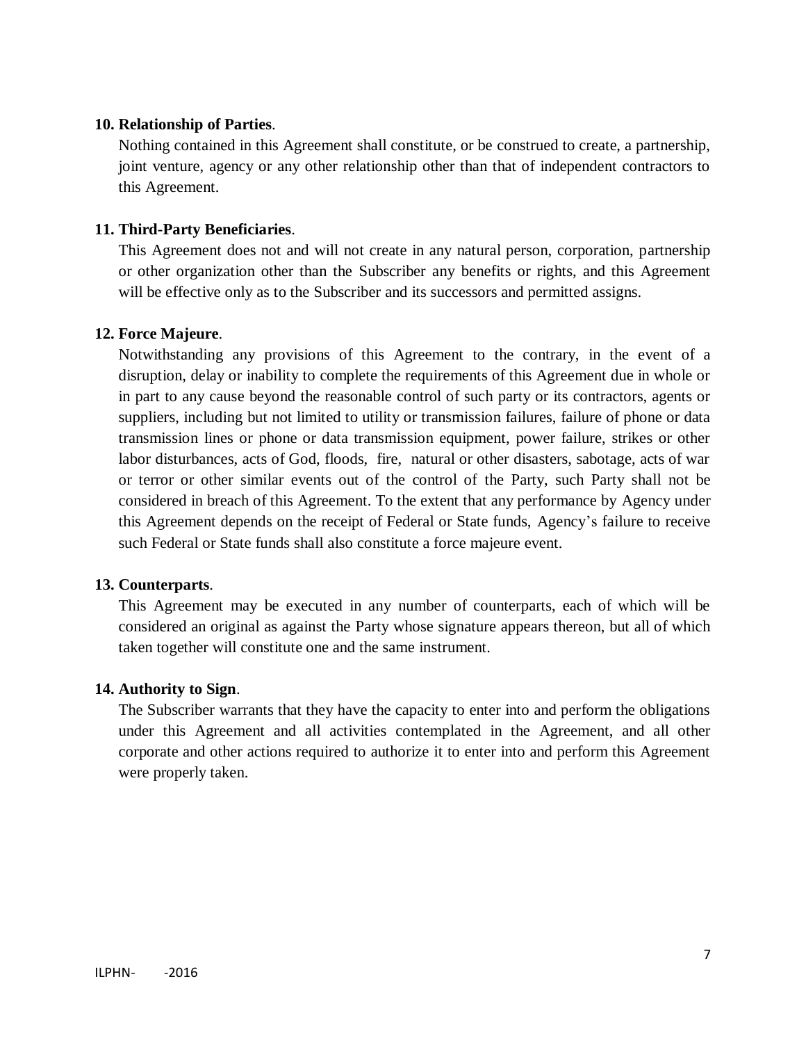**10. Relationship of Parties**.

Nothing contained in this Agreement shall constitute, or be construed to create, a partnership, joint venture, agency or any other relationship other than that of independent contractors to this Agreement.

**11. Third-Party Beneficiaries**.

This Agreement does not and will not create in any natural person, corporation, partnership or other organization other than the Subscriber any benefits or rights, and this Agreement will be effective only as to the Subscriber and its successors and permitted assigns.

**12. Force Majeure**.

Notwithstanding any provisions of this Agreement to the contrary, in the event of a disruption, delay or inability to complete the requirements of this Agreement due in whole or in part to any cause beyond the reasonable control of such party or its contractors, agents or suppliers, including but not limited to utility or transmission failures, failure of phone or data transmission lines or phone or data transmission equipment, power failure, strikes or other labor disturbances, acts of God, floods, fire, natural or other disasters, sabotage, acts of war or terror or other similar events out of the control of the Party, such Party shall not be considered in breach of this Agreement. To the extent that any performance by Agency under this Agreement depends on the receipt of Federal or State funds, Agency's failure to receive such Federal or State funds shall also constitute a force majeure event.

**13. Counterparts**.

This Agreement may be executed in any number of counterparts, each of which will be considered an original as against the Party whose signature appears thereon, but all of which taken together will constitute one and the same instrument.

**14. Authority to Sign**.

The Subscriber warrants that they have the capacity to enter into and perform the obligations under this Agreement and all activities contemplated in the Agreement, and all other corporate and other actions required to authorize it to enter into and perform this Agreement were properly taken.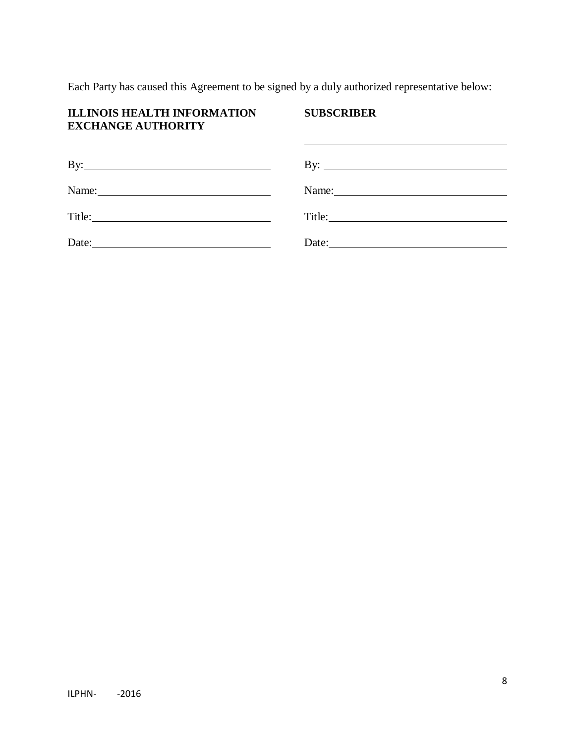Each Party has caused this Agreement to be signed by a duly authorized representative below:

| **ILLINOIS HEALTH INFORMATION EXCHANGE AUTHORITY** | **SUBSCRIBER** |
| --- | --- |
| | ______________________________ |
| By: ______________________________ | By: ______________________________ |
| Name: ______________________________ | Name: ______________________________ |
| Title: ______________________________ | Title: ______________________________ |
| Date: ______________________________ | Date: ______________________________ |

ILPHN- -2016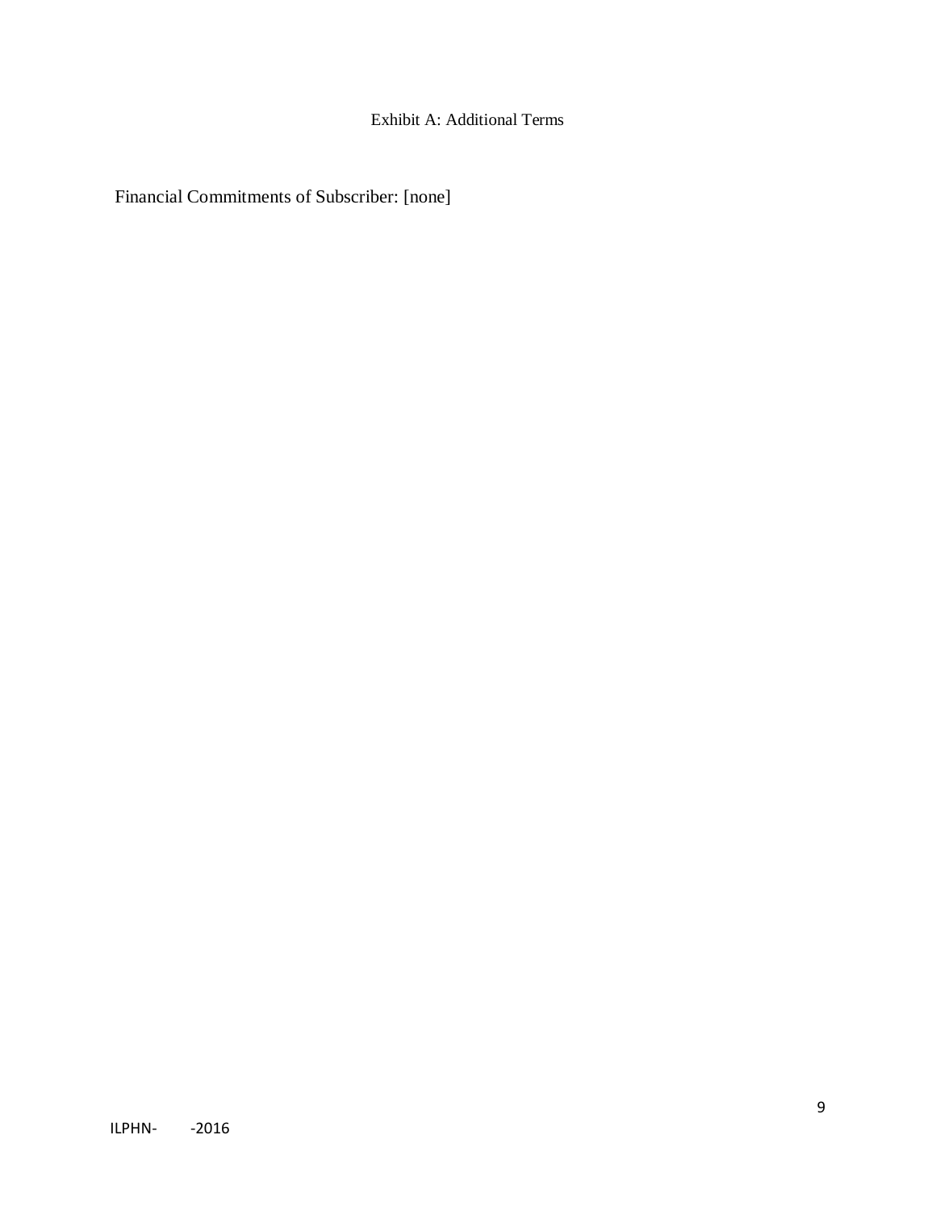# Exhibit A: Additional Terms

Financial Commitments of Subscriber: [none]